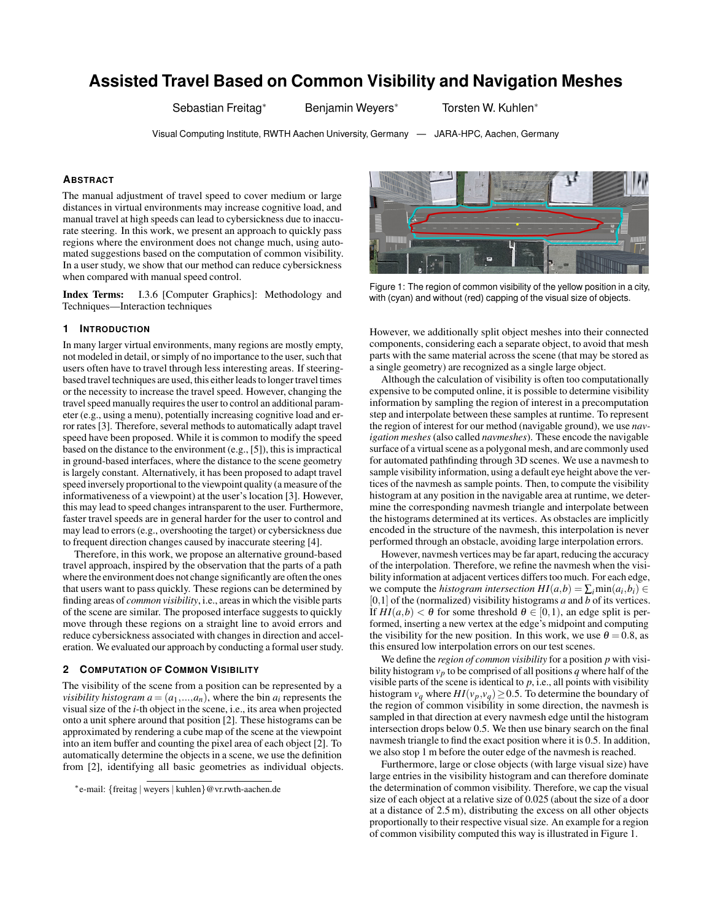# Assisted Travel Based on Common Visibility and Navigation Meshes

Sebastian Freitag* Benjamin Weyers* Torsten W. Kuhlen*

Visual Computing Institute, RWTH Aachen University, Germany — JARA-HPC, Aachen, Germany

## Abstract

The manual adjustment of travel speed to cover medium or large distances in virtual environments may increase cognitive load, and manual travel at high speeds can lead to cybersickness due to inaccurate steering. In this work, we present an approach to quickly pass regions where the environment does not change much, using automated suggestions based on the computation of common visibility. In a user study, we show that our method can reduce cybersickness when compared with manual speed control.

**Index Terms:** I.3.6 [Computer Graphics]: Methodology and Techniques—Interaction techniques

## 1 Introduction

In many larger virtual environments, many regions are mostly empty, not modeled in detail, or simply of no importance to the user, such that users often have to travel through less interesting areas. If steering-based travel techniques are used, this either leads to longer travel times or the necessity to increase the travel speed. However, changing the travel speed manually requires the user to control an additional parameter (e.g., using a menu), potentially increasing cognitive load and error rates [3]. Therefore, several methods to automatically adapt travel speed have been proposed. While it is common to modify the speed based on the distance to the environment (e.g., [5]), this is impractical in ground-based interfaces, where the distance to the scene geometry is largely constant. Alternatively, it has been proposed to adapt travel speed inversely proportional to the viewpoint quality (a measure of the informativeness of a viewpoint) at the user's location [3]. However, this may lead to speed changes intransparent to the user. Furthermore, faster travel speeds are in general harder for the user to control and may lead to errors (e.g., overshooting the target) or cybersickness due to frequent direction changes caused by inaccurate steering [4].

Therefore, in this work, we propose an alternative ground-based travel approach, inspired by the observation that the parts of a path where the environment does not change significantly are often the ones that users want to pass quickly. These regions can be determined by finding areas of *common visibility*, i.e., areas in which the visible parts of the scene are similar. The proposed interface suggests to quickly move through these regions on a straight line to avoid errors and reduce cybersickness associated with changes in direction and acceleration. We evaluated our approach by conducting a formal user study.

## 2 Computation of Common Visibility

The visibility of the scene from a position can be represented by a *visibility histogram* $a = (a_1,\ldots,a_n)$, where the bin $a_i$ represents the visual size of the $i$-th object in the scene, i.e., its area when projected onto a unit sphere around that position [2]. These histograms can be approximated by rendering a cube map of the scene at the viewpoint into an item buffer and counting the pixel area of each object [2]. To automatically determine the objects in a scene, we use the definition from [2], identifying all basic geometries as individual objects. However, we additionally split object meshes into their connected components, considering each a separate object, to avoid that mesh parts with the same material across the scene (that may be stored as a single geometry) are recognized as a single large object.

Although the calculation of visibility is often too computationally expensive to be computed online, it is possible to determine visibility information by sampling the region of interest in a precomputation step and interpolate between these samples at runtime. To represent the region of interest for our method (navigable ground), we use *navigation meshes* (also called *navmeshes*). These encode the navigable surface of a virtual scene as a polygonal mesh, and are commonly used for automated pathfinding through 3D scenes. We use a navmesh to sample visibility information, using a default eye height above the vertices of the navmesh as sample points. Then, to compute the visibility histogram at any position in the navigable area at runtime, we determine the corresponding navmesh triangle and interpolate between the histograms determined at its vertices. As obstacles are implicitly encoded in the structure of the navmesh, this interpolation is never performed through an obstacle, avoiding large interpolation errors.

However, navmesh vertices may be far apart, reducing the accuracy of the interpolation. Therefore, we refine the navmesh when the visibility information at adjacent vertices differs too much. For each edge, we compute the *histogram intersection* $HI(a,b) = \sum_i \min(a_i,b_i) \in [0,1]$ of the (normalized) visibility histograms $a$ and $b$ of its vertices. If $HI(a,b) < \theta$ for some threshold $\theta \in [0,1)$, an edge split is performed, inserting a new vertex at the edge's midpoint and computing the visibility for the new position. In this work, we use $\theta = 0.8$, as this ensured low interpolation errors on our test scenes.

We define the *region of common visibility* for a position $p$ with visibility histogram $v_p$ to be comprised of all positions $q$ where half of the visible parts of the scene is identical to $p$, i.e., all points with visibility histogram $v_q$ where $HI(v_p,v_q) \geq 0.5$. To determine the boundary of the region of common visibility in some direction, the navmesh is sampled in that direction at every navmesh edge until the histogram intersection drops below 0.5. We then use binary search on the final navmesh triangle to find the exact position where it is 0.5. In addition, we also stop 1 m before the outer edge of the navmesh is reached.

Furthermore, large or close objects (with large visual size) have large entries in the visibility histogram and can therefore dominate the determination of common visibility. Therefore, we cap the visual size of each object at a relative size of 0.025 (about the size of a door at a distance of 2.5 m), distributing the excess on all other objects proportionally to their respective visual size. An example for a region of common visibility computed this way is illustrated in Figure 1.

Figure 1: The region of common visibility of the yellow position in a city, with (cyan) and without (red) capping of the visual size of objects.

*e-mail: {freitag | weyers | kuhlen}@vr.rwth-aachen.de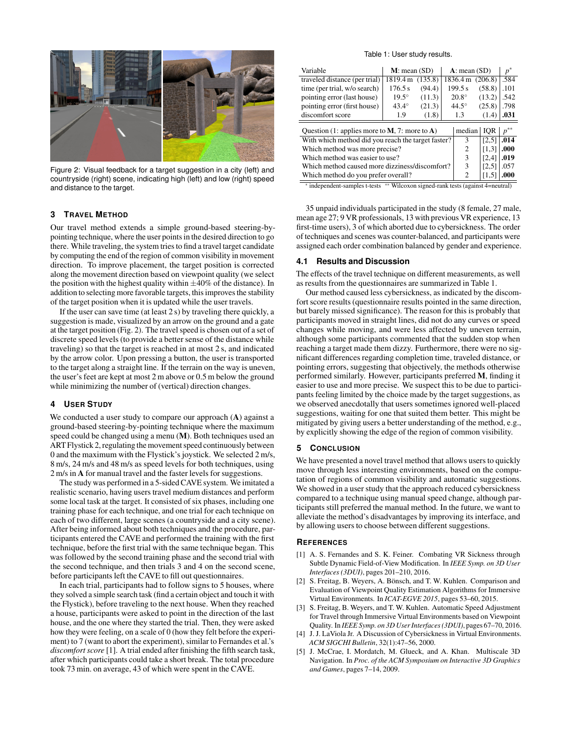Figure 2: Visual feedback for a target suggestion in a city (left) and countryside (right) scene, indicating high (left) and low (right) speed and distance to the target.

## 3 Travel Method

Our travel method extends a simple ground-based steering-by-pointing technique, where the user points in the desired direction to go there. While traveling, the system tries to find a travel target candidate by computing the end of the region of common visibility in movement direction. To improve placement, the target position is corrected along the movement direction based on viewpoint quality (we select the position with the highest quality within ±40% of the distance). In addition to selecting more favorable targets, this improves the stability of the target position when it is updated while the user travels.

If the user can save time (at least 2 s) by traveling there quickly, a suggestion is made, visualized by an arrow on the ground and a gate at the target position (Fig. 2). The travel speed is chosen out of a set of discrete speed levels (to provide a better sense of the distance while traveling) so that the target is reached in at most 2 s, and indicated by the arrow color. Upon pressing a button, the user is transported to the target along a straight line. If the terrain on the way is uneven, the user's feet are kept at most 2 m above or 0.5 m below the ground while minimizing the number of (vertical) direction changes.

## 4 User Study

We conducted a user study to compare our approach (**A**) against a ground-based steering-by-pointing technique where the maximum speed could be changed using a menu (**M**). Both techniques used an ART Flystick 2, regulating the movement speed continuously between 0 and the maximum with the Flystick's joystick. We selected 2 m/s, 8 m/s, 24 m/s and 48 m/s as speed levels for both techniques, using 2 m/s in **A** for manual travel and the faster levels for suggestions.

The study was performed in a 5-sided CAVE system. We imitated a realistic scenario, having users travel medium distances and perform some local task at the target. It consisted of six phases, including one training phase for each technique, and one trial for each technique on each of two different, large scenes (a countryside and a city scene). After being informed about both techniques and the procedure, participants entered the CAVE and performed the training with the first technique, before the first trial with the same technique began. This was followed by the second training phase and the second trial with the second technique, and then trials 3 and 4 on the second scene, before participants left the CAVE to fill out questionnaires.

In each trial, participants had to follow signs to 5 houses, where they solved a simple search task (find a certain object and touch it with the Flystick), before traveling to the next house. When they reached a house, participants were asked to point in the direction of the last house, and the one where they started the trial. Then, they were asked how they were feeling, on a scale of 0 (how they felt before the experiment) to 7 (want to abort the experiment), similar to Fernandes et al.'s *discomfort score* [1]. A trial ended after finishing the fifth search task, after which participants could take a short break. The total procedure took 73 min. on average, 43 of which were spent in the CAVE.

Table 1: User study results.

| Variable | **M**: mean | (SD) | **A**: mean | (SD) | $p^*$ |
|---|---|---|---|---|---|
| traveled distance (per trial) | 1819.4 m | (135.8) | 1836.4 m | (206.8) | .584 |
| time (per trial, w/o search) | 176.5 s | (94.4) | 199.5 s | (58.8) | .101 |
| pointing error (last house) | 19.5° | (11.3) | 20.8° | (13.2) | .542 |
| pointing error (first house) | 43.4° | (21.3) | 44.5° | (25.8) | .798 |
| discomfort score | 1.9 | (1.8) | 1.3 | (1.4) | **.031** |

| Question (1: applies more to **M**, 7: more to **A**) | median | IQR | $p^{**}$ |
|---|---|---|---|
| With which method did you reach the target faster? | 3 | [2,5] | **.014** |
| Which method was more precise? | 2 | [1,3] | **.000** |
| Which method was easier to use? | 3 | [2,4] | **.019** |
| Which method caused more dizziness/discomfort? | 3 | [2,5] | .057 |
| Which method do you prefer overall? | 2 | [1,5] | **.000** |

\* independent-samples t-tests  \*\* Wilcoxon signed-rank tests (against 4=neutral)

35 unpaid individuals participated in the study (8 female, 27 male, mean age 27; 9 VR professionals, 13 with previous VR experience, 13 first-time users), 3 of which aborted due to cybersickness. The order of techniques and scenes was counter-balanced, and participants were assigned each order combination balanced by gender and experience.

### 4.1 Results and Discussion

The effects of the travel technique on different measurements, as well as results from the questionnaires are summarized in Table 1.

Our method caused less cybersickness, as indicated by the discomfort score results (questionnaire results pointed in the same direction, but barely missed significance). The reason for this is probably that participants moved in straight lines, did not do any curves or speed changes while moving, and were less affected by uneven terrain, although some participants commented that the sudden stop when reaching a target made them dizzy. Furthermore, there were no significant differences regarding completion time, traveled distance, or pointing errors, suggesting that objectively, the methods otherwise performed similarly. However, participants preferred **M**, finding it easier to use and more precise. We suspect this to be due to participants feeling limited by the choice made by the target suggestions, as we observed anecdotally that users sometimes ignored well-placed suggestions, waiting for one that suited them better. This might be mitigated by giving users a better understanding of the method, e.g., by explicitly showing the edge of the region of common visibility.

## 5 Conclusion

We have presented a novel travel method that allows users to quickly move through less interesting environments, based on the computation of regions of common visibility and automatic suggestions. We showed in a user study that the approach reduced cybersickness compared to a technique using manual speed change, although participants still preferred the manual method. In the future, we want to alleviate the method's disadvantages by improving its interface, and by allowing users to choose between different suggestions.

## References

[1] A. S. Fernandes and S. K. Feiner. Combating VR Sickness through Subtle Dynamic Field-of-View Modification. In *IEEE Symp. on 3D User Interfaces (3DUI)*, pages 201–210, 2016.

[2] S. Freitag, B. Weyers, A. Bönsch, and T. W. Kuhlen. Comparison and Evaluation of Viewpoint Quality Estimation Algorithms for Immersive Virtual Environments. In *ICAT-EGVE 2015*, pages 53–60, 2015.

[3] S. Freitag, B. Weyers, and T. W. Kuhlen. Automatic Speed Adjustment for Travel through Immersive Virtual Environments based on Viewpoint Quality. In *IEEE Symp. on 3D User Interfaces (3DUI)*, pages 67–70, 2016.

[4] J. J. LaViola Jr. A Discussion of Cybersickness in Virtual Environments. *ACM SIGCHI Bulletin*, 32(1):47–56, 2000.

[5] J. McCrae, I. Mordatch, M. Glueck, and A. Khan. Multiscale 3D Navigation. In *Proc. of the ACM Symposium on Interactive 3D Graphics and Games*, pages 7–14, 2009.